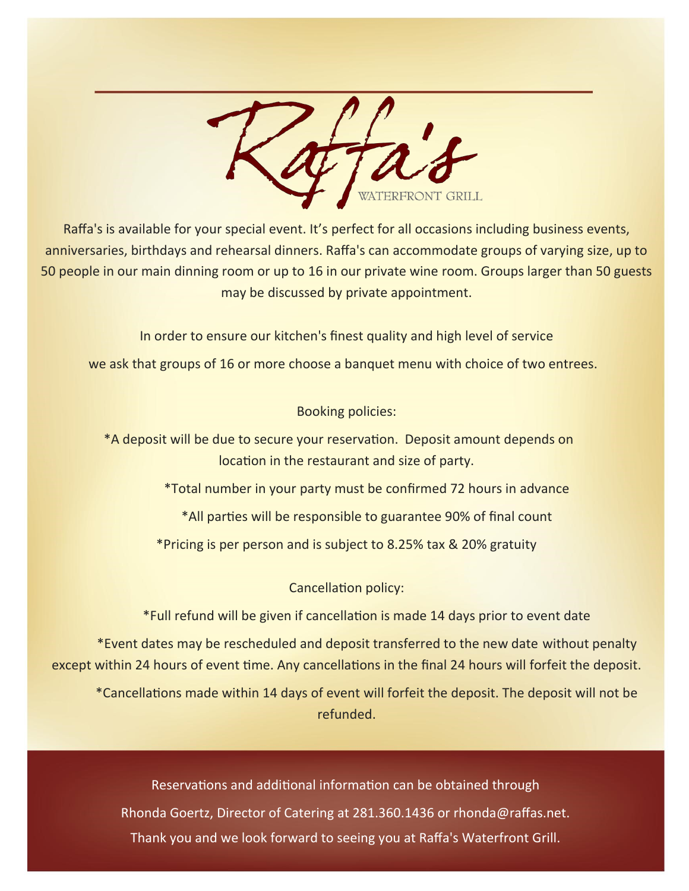# Raffa's

WATERFRONT GRILL

Raffa's is available for your special event. It's perfect for all occasions including business events, anniversaries, birthdays and rehearsal dinners. Raffa's can accommodate groups of varying size, up to 50 people in our main dinning room or up to 16 in our private wine room. Groups larger than 50 guests may be discussed by private appointment.

In order to ensure our kitchen's finest quality and high level of service

we ask that groups of 16 or more choose a banquet menu with choice of two entrees.

Booking policies:

*A deposit will be due to secure your reservation. Deposit amount depends on location in the restaurant and size of party.

*Total number in your party must be confirmed 72 hours in advance

*All parties will be responsible to guarantee 90% of final count

*Pricing is per person and is subject to 8.25% tax & 20% gratuity

Cancellation policy:

*Full refund will be given if cancellation is made 14 days prior to event date

*Event dates may be rescheduled and deposit transferred to the new date without penalty except within 24 hours of event time. Any cancellations in the final 24 hours will forfeit the deposit.

*Cancellations made within 14 days of event will forfeit the deposit. The deposit will not be refunded.

Reservations and additional information can be obtained through

Rhonda Goertz, Director of Catering at 281.360.1436 or rhonda@raffas.net.

Thank you and we look forward to seeing you at Raffa's Waterfront Grill.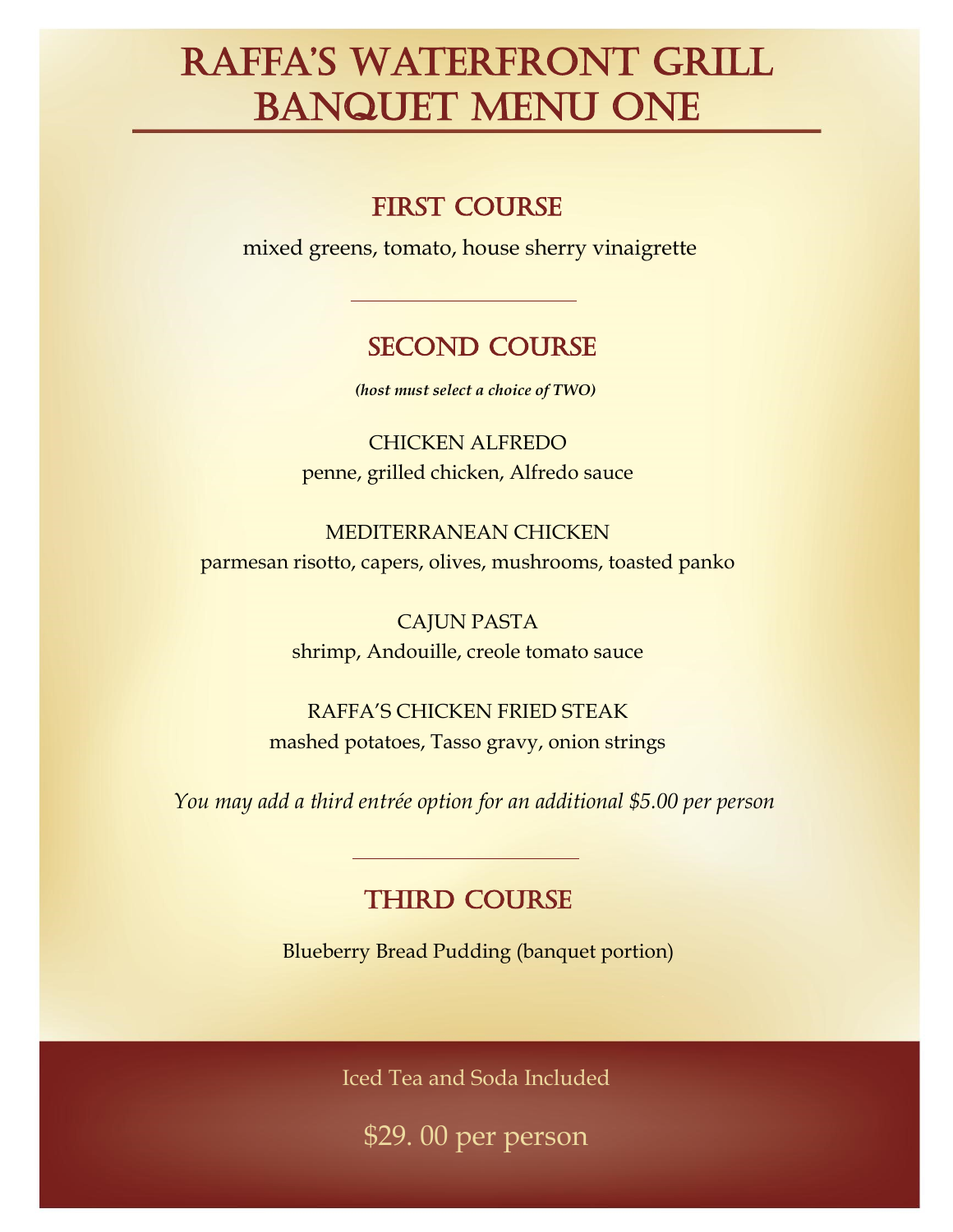# RAFFA'S WATERFRONT GRILL BANQUET MENU ONE

## FIRST COURSE

mixed greens, tomato, house sherry vinaigrette

---

## SECOND COURSE

***(host must select a choice of TWO)***

CHICKEN ALFREDO
penne, grilled chicken, Alfredo sauce

MEDITERRANEAN CHICKEN
parmesan risotto, capers, olives, mushrooms, toasted panko

CAJUN PASTA
shrimp, Andouille, creole tomato sauce

RAFFA'S CHICKEN FRIED STEAK
mashed potatoes, Tasso gravy, onion strings

*You may add a third entrée option for an additional $5.00 per person*

---

## THIRD COURSE

Blueberry Bread Pudding (banquet portion)

Iced Tea and Soda Included

$29. 00 per person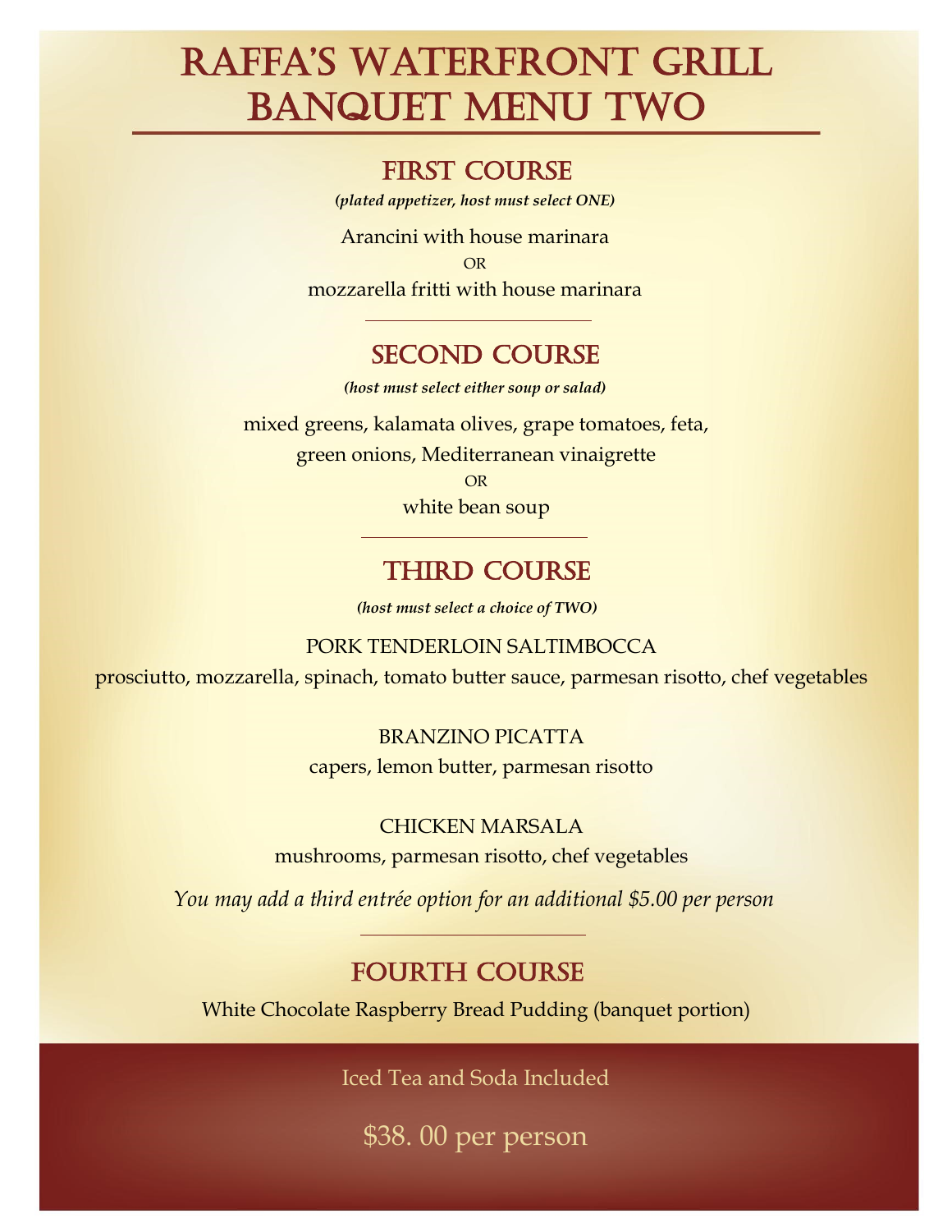# Raffa's Waterfront Grill
# Banquet Menu Two

## First Course

***(plated appetizer, host must select ONE)***

Arancini with house marinara

OR

mozzarella fritti with house marinara

---

## Second Course

***(host must select either soup or salad)***

mixed greens, kalamata olives, grape tomatoes, feta, green onions, Mediterranean vinaigrette

OR

white bean soup

---

## Third Course

***(host must select a choice of TWO)***

PORK TENDERLOIN SALTIMBOCCA

prosciutto, mozzarella, spinach, tomato butter sauce, parmesan risotto, chef vegetables

BRANZINO PICATTA

capers, lemon butter, parmesan risotto

CHICKEN MARSALA

mushrooms, parmesan risotto, chef vegetables

*You may add a third entrée option for an additional $5.00 per person*

---

## Fourth Course

White Chocolate Raspberry Bread Pudding (banquet portion)

Iced Tea and Soda Included

$38. 00 per person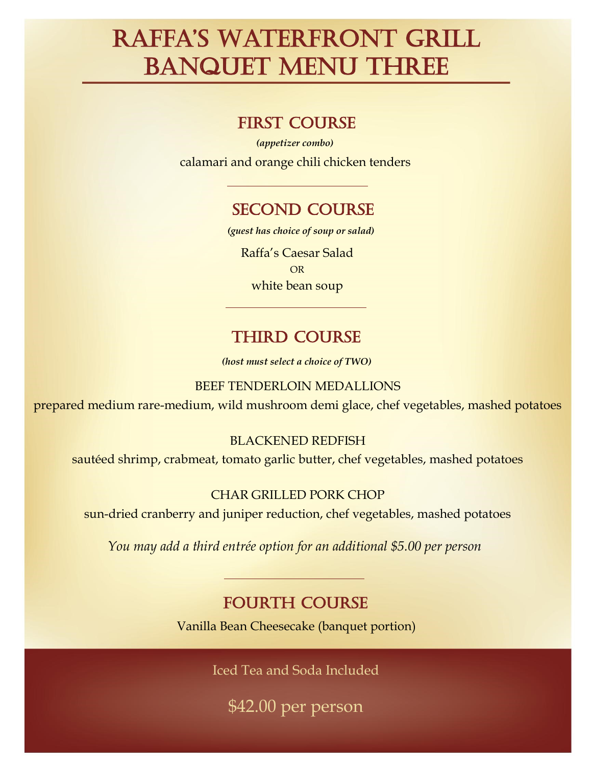# Raffa's Waterfront Grill Banquet Menu Three

## First Course

***(appetizer combo)***

calamari and orange chili chicken tenders

---

## Second Course

***(guest has choice of soup or salad)***

Raffa's Caesar Salad

OR

white bean soup

---

## Third Course

***(host must select a choice of TWO)***

BEEF TENDERLOIN MEDALLIONS

prepared medium rare-medium, wild mushroom demi glace, chef vegetables, mashed potatoes

BLACKENED REDFISH

sautéed shrimp, crabmeat, tomato garlic butter, chef vegetables, mashed potatoes

CHAR GRILLED PORK CHOP

sun-dried cranberry and juniper reduction, chef vegetables, mashed potatoes

*You may add a third entrée option for an additional $5.00 per person*

---

## Fourth Course

Vanilla Bean Cheesecake (banquet portion)

Iced Tea and Soda Included

$42.00 per person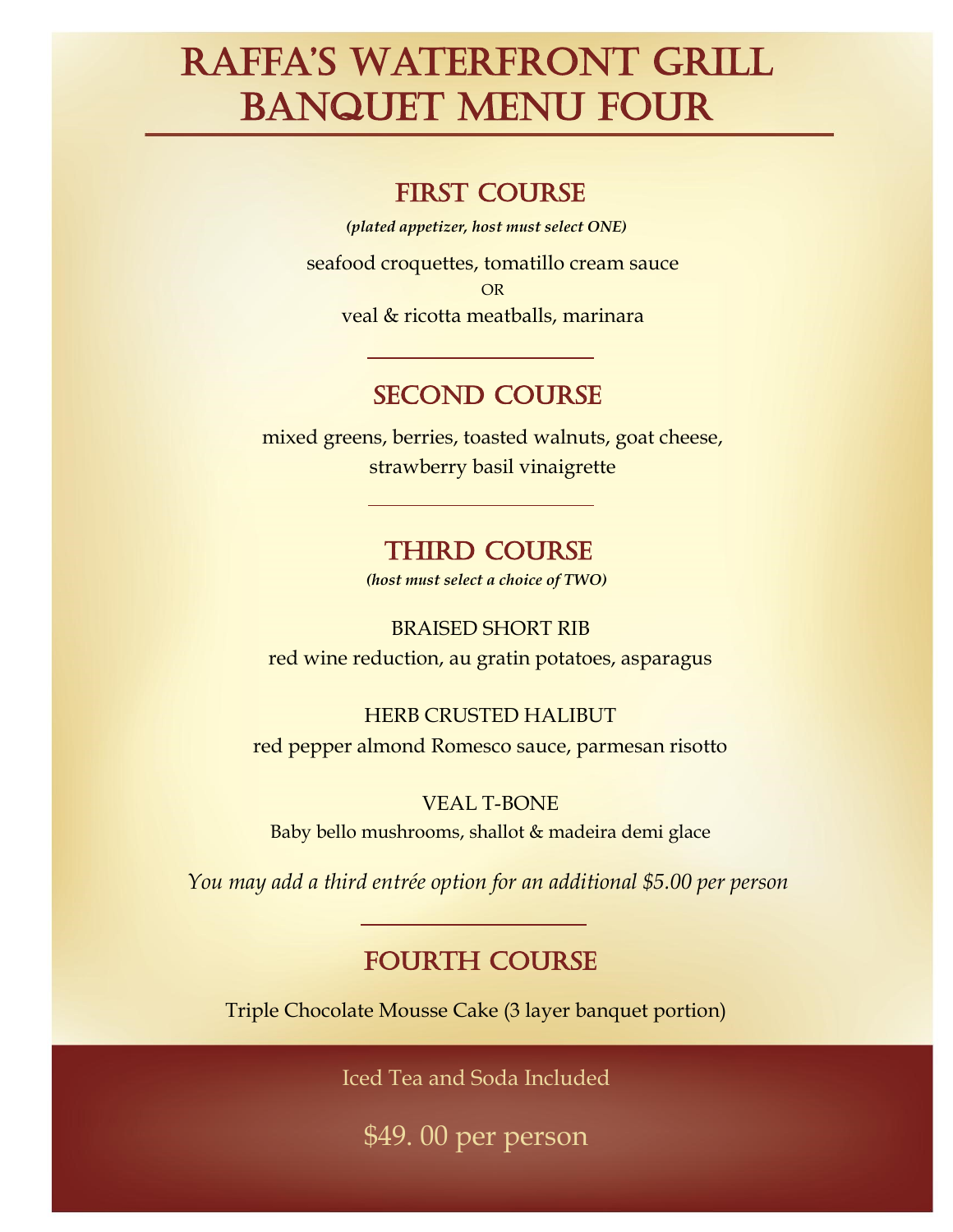# RAFFA'S WATERFRONT GRILL BANQUET MENU FOUR

## FIRST COURSE

***(plated appetizer, host must select ONE)***

seafood croquettes, tomatillo cream sauce

OR

veal & ricotta meatballs, marinara

## SECOND COURSE

mixed greens, berries, toasted walnuts, goat cheese, strawberry basil vinaigrette

## THIRD COURSE

***(host must select a choice of TWO)***

BRAISED SHORT RIB

red wine reduction, au gratin potatoes, asparagus

HERB CRUSTED HALIBUT

red pepper almond Romesco sauce, parmesan risotto

VEAL T-BONE

Baby bello mushrooms, shallot & madeira demi glace

*You may add a third entrée option for an additional $5.00 per person*

## FOURTH COURSE

Triple Chocolate Mousse Cake (3 layer banquet portion)

Iced Tea and Soda Included

$49. 00 per person